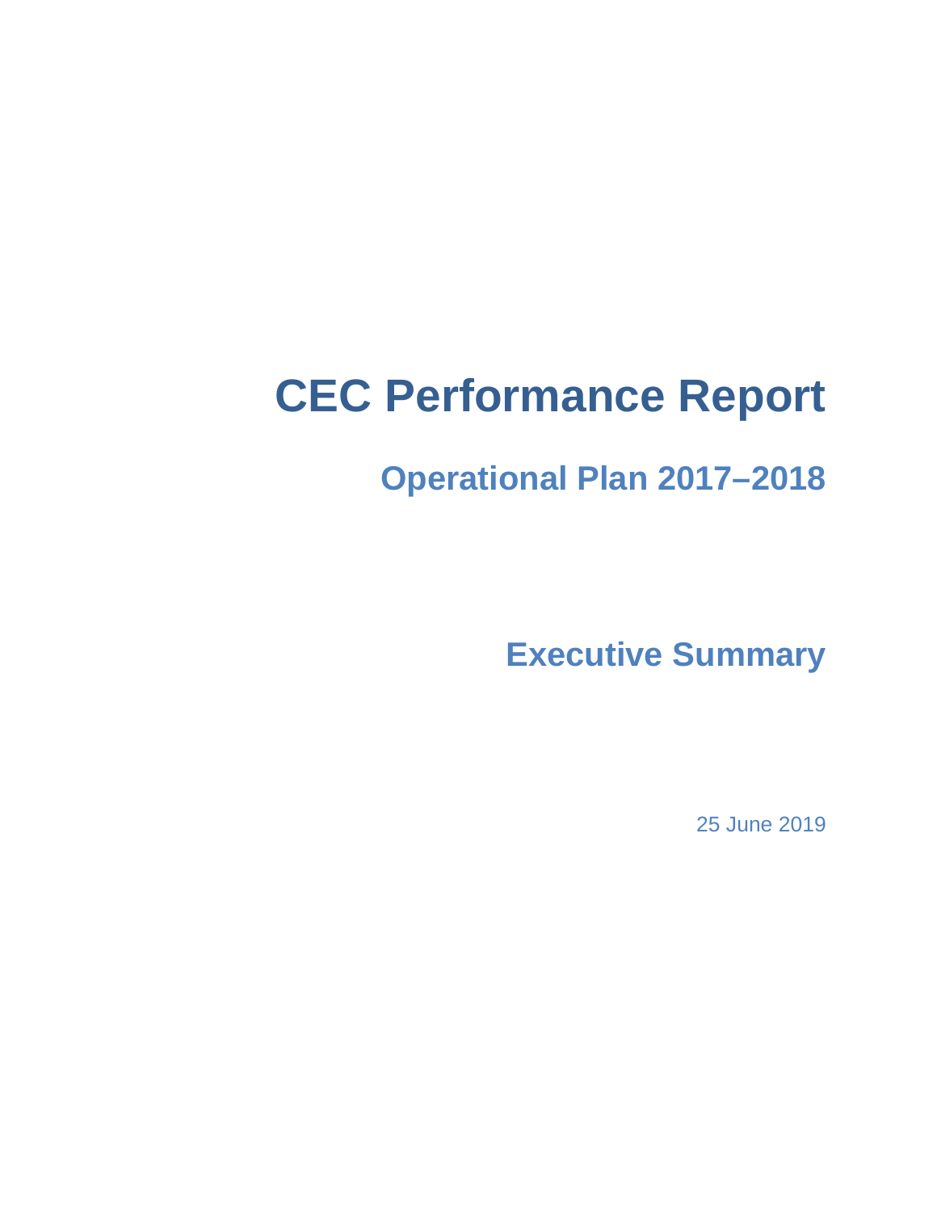# CEC Performance Report

## Operational Plan 2017–2018

## Executive Summary

25 June 2019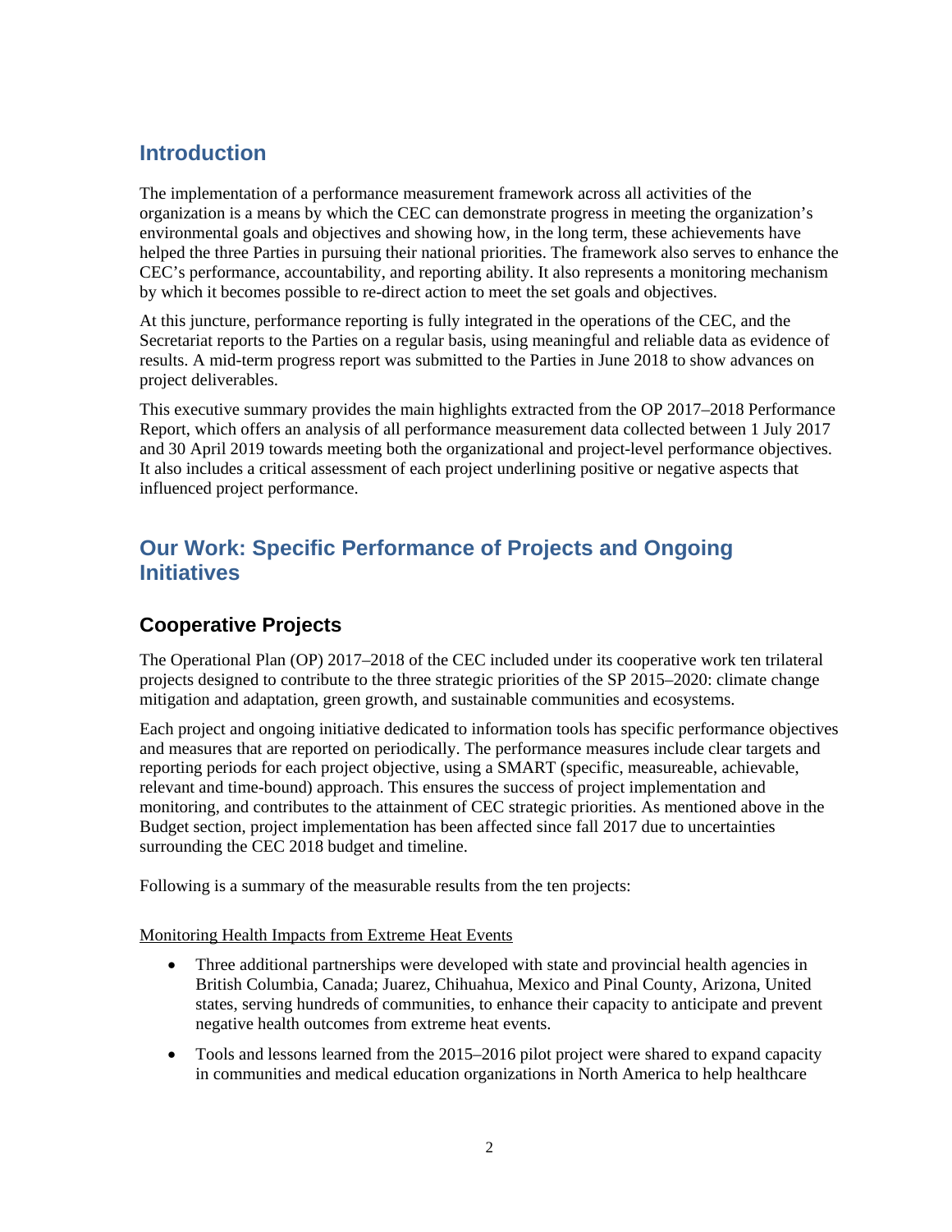## Introduction

The implementation of a performance measurement framework across all activities of the organization is a means by which the CEC can demonstrate progress in meeting the organization's environmental goals and objectives and showing how, in the long term, these achievements have helped the three Parties in pursuing their national priorities. The framework also serves to enhance the CEC's performance, accountability, and reporting ability. It also represents a monitoring mechanism by which it becomes possible to re-direct action to meet the set goals and objectives.

At this juncture, performance reporting is fully integrated in the operations of the CEC, and the Secretariat reports to the Parties on a regular basis, using meaningful and reliable data as evidence of results. A mid-term progress report was submitted to the Parties in June 2018 to show advances on project deliverables.

This executive summary provides the main highlights extracted from the OP 2017–2018 Performance Report, which offers an analysis of all performance measurement data collected between 1 July 2017 and 30 April 2019 towards meeting both the organizational and project-level performance objectives. It also includes a critical assessment of each project underlining positive or negative aspects that influenced project performance.

## Our Work: Specific Performance of Projects and Ongoing Initiatives

### Cooperative Projects

The Operational Plan (OP) 2017–2018 of the CEC included under its cooperative work ten trilateral projects designed to contribute to the three strategic priorities of the SP 2015–2020: climate change mitigation and adaptation, green growth, and sustainable communities and ecosystems.

Each project and ongoing initiative dedicated to information tools has specific performance objectives and measures that are reported on periodically. The performance measures include clear targets and reporting periods for each project objective, using a SMART (specific, measureable, achievable, relevant and time-bound) approach. This ensures the success of project implementation and monitoring, and contributes to the attainment of CEC strategic priorities. As mentioned above in the Budget section, project implementation has been affected since fall 2017 due to uncertainties surrounding the CEC 2018 budget and timeline.

Following is a summary of the measurable results from the ten projects:

Monitoring Health Impacts from Extreme Heat Events

- Three additional partnerships were developed with state and provincial health agencies in British Columbia, Canada; Juarez, Chihuahua, Mexico and Pinal County, Arizona, United states, serving hundreds of communities, to enhance their capacity to anticipate and prevent negative health outcomes from extreme heat events.
- Tools and lessons learned from the 2015–2016 pilot project were shared to expand capacity in communities and medical education organizations in North America to help healthcare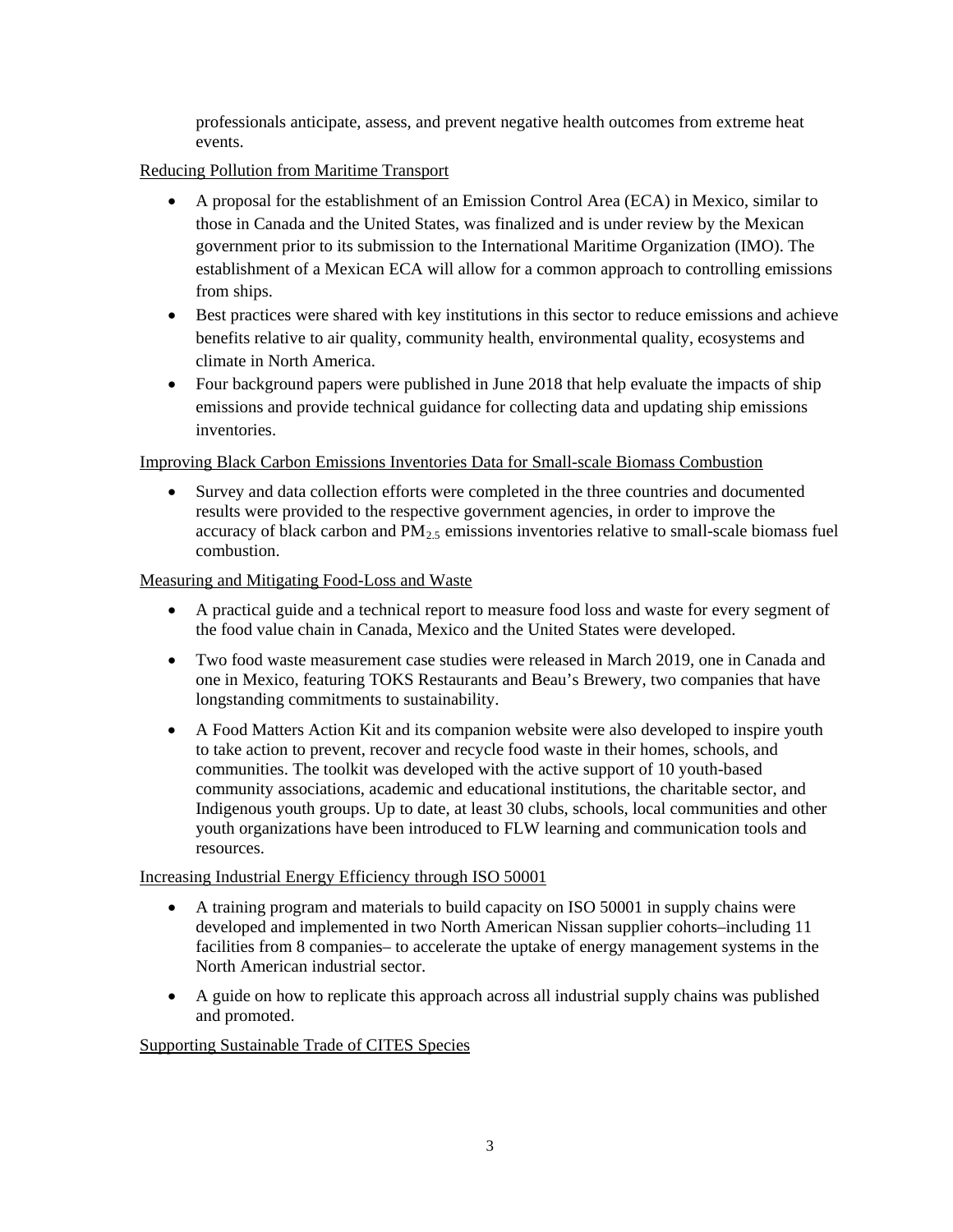professionals anticipate, assess, and prevent negative health outcomes from extreme heat events.

Reducing Pollution from Maritime Transport

- A proposal for the establishment of an Emission Control Area (ECA) in Mexico, similar to those in Canada and the United States, was finalized and is under review by the Mexican government prior to its submission to the International Maritime Organization (IMO). The establishment of a Mexican ECA will allow for a common approach to controlling emissions from ships.
- Best practices were shared with key institutions in this sector to reduce emissions and achieve benefits relative to air quality, community health, environmental quality, ecosystems and climate in North America.
- Four background papers were published in June 2018 that help evaluate the impacts of ship emissions and provide technical guidance for collecting data and updating ship emissions inventories.

Improving Black Carbon Emissions Inventories Data for Small-scale Biomass Combustion

- Survey and data collection efforts were completed in the three countries and documented results were provided to the respective government agencies, in order to improve the accuracy of black carbon and $PM_{2.5}$ emissions inventories relative to small-scale biomass fuel combustion.

Measuring and Mitigating Food-Loss and Waste

- A practical guide and a technical report to measure food loss and waste for every segment of the food value chain in Canada, Mexico and the United States were developed.
- Two food waste measurement case studies were released in March 2019, one in Canada and one in Mexico, featuring TOKS Restaurants and Beau's Brewery, two companies that have longstanding commitments to sustainability.
- A Food Matters Action Kit and its companion website were also developed to inspire youth to take action to prevent, recover and recycle food waste in their homes, schools, and communities. The toolkit was developed with the active support of 10 youth-based community associations, academic and educational institutions, the charitable sector, and Indigenous youth groups. Up to date, at least 30 clubs, schools, local communities and other youth organizations have been introduced to FLW learning and communication tools and resources.

Increasing Industrial Energy Efficiency through ISO 50001

- A training program and materials to build capacity on ISO 50001 in supply chains were developed and implemented in two North American Nissan supplier cohorts–including 11 facilities from 8 companies– to accelerate the uptake of energy management systems in the North American industrial sector.
- A guide on how to replicate this approach across all industrial supply chains was published and promoted.

Supporting Sustainable Trade of CITES Species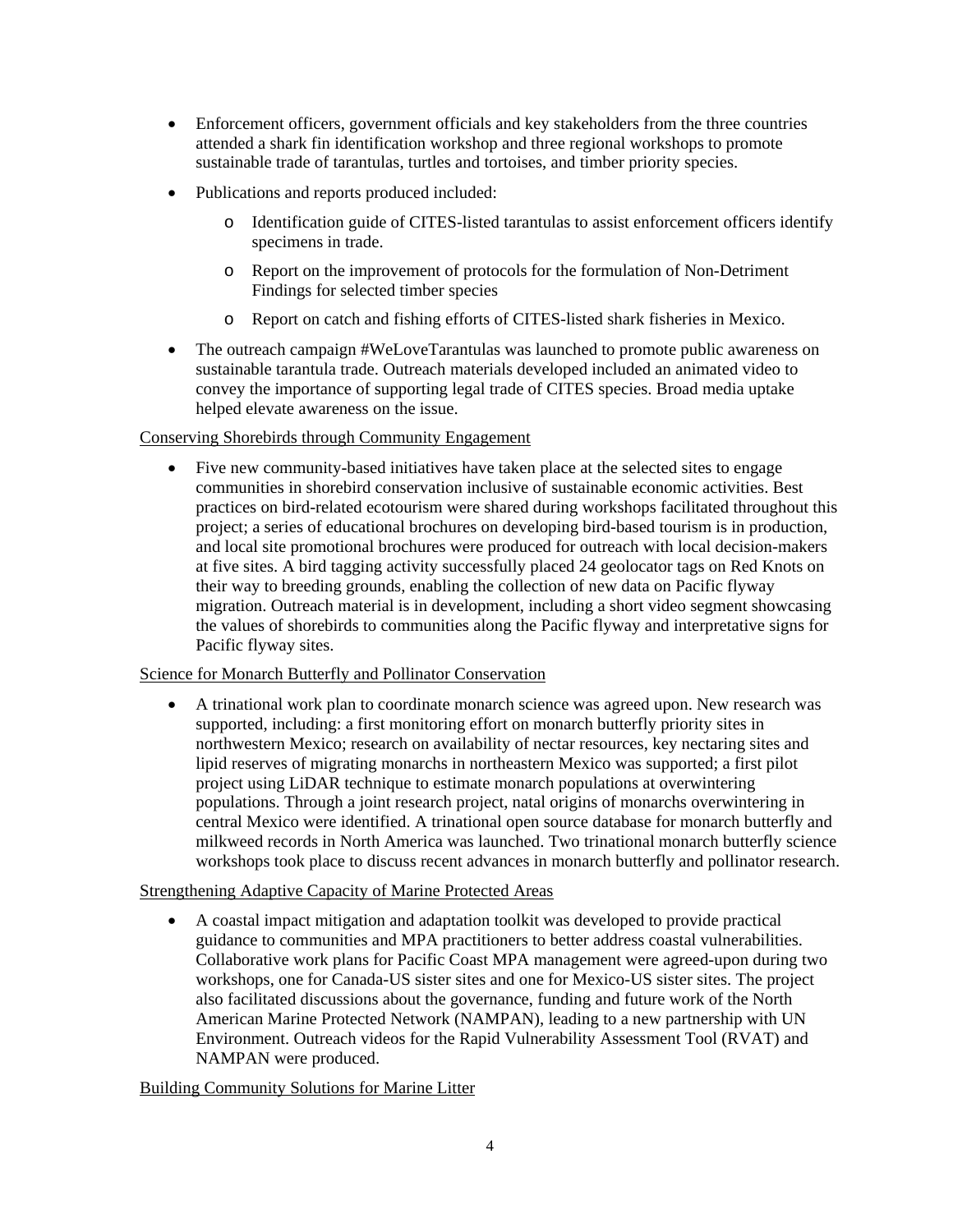- Enforcement officers, government officials and key stakeholders from the three countries attended a shark fin identification workshop and three regional workshops to promote sustainable trade of tarantulas, turtles and tortoises, and timber priority species.
- Publications and reports produced included:
  - Identification guide of CITES-listed tarantulas to assist enforcement officers identify specimens in trade.
  - Report on the improvement of protocols for the formulation of Non-Detriment Findings for selected timber species
  - Report on catch and fishing efforts of CITES-listed shark fisheries in Mexico.
- The outreach campaign #WeLoveTarantulas was launched to promote public awareness on sustainable tarantula trade. Outreach materials developed included an animated video to convey the importance of supporting legal trade of CITES species. Broad media uptake helped elevate awareness on the issue.

Conserving Shorebirds through Community Engagement

- Five new community-based initiatives have taken place at the selected sites to engage communities in shorebird conservation inclusive of sustainable economic activities. Best practices on bird-related ecotourism were shared during workshops facilitated throughout this project; a series of educational brochures on developing bird-based tourism is in production, and local site promotional brochures were produced for outreach with local decision-makers at five sites. A bird tagging activity successfully placed 24 geolocator tags on Red Knots on their way to breeding grounds, enabling the collection of new data on Pacific flyway migration. Outreach material is in development, including a short video segment showcasing the values of shorebirds to communities along the Pacific flyway and interpretative signs for Pacific flyway sites.

Science for Monarch Butterfly and Pollinator Conservation

- A trinational work plan to coordinate monarch science was agreed upon. New research was supported, including: a first monitoring effort on monarch butterfly priority sites in northwestern Mexico; research on availability of nectar resources, key nectaring sites and lipid reserves of migrating monarchs in northeastern Mexico was supported; a first pilot project using LiDAR technique to estimate monarch populations at overwintering populations. Through a joint research project, natal origins of monarchs overwintering in central Mexico were identified. A trinational open source database for monarch butterfly and milkweed records in North America was launched. Two trinational monarch butterfly science workshops took place to discuss recent advances in monarch butterfly and pollinator research.

Strengthening Adaptive Capacity of Marine Protected Areas

- A coastal impact mitigation and adaptation toolkit was developed to provide practical guidance to communities and MPA practitioners to better address coastal vulnerabilities. Collaborative work plans for Pacific Coast MPA management were agreed-upon during two workshops, one for Canada-US sister sites and one for Mexico-US sister sites. The project also facilitated discussions about the governance, funding and future work of the North American Marine Protected Network (NAMPAN), leading to a new partnership with UN Environment. Outreach videos for the Rapid Vulnerability Assessment Tool (RVAT) and NAMPAN were produced.

Building Community Solutions for Marine Litter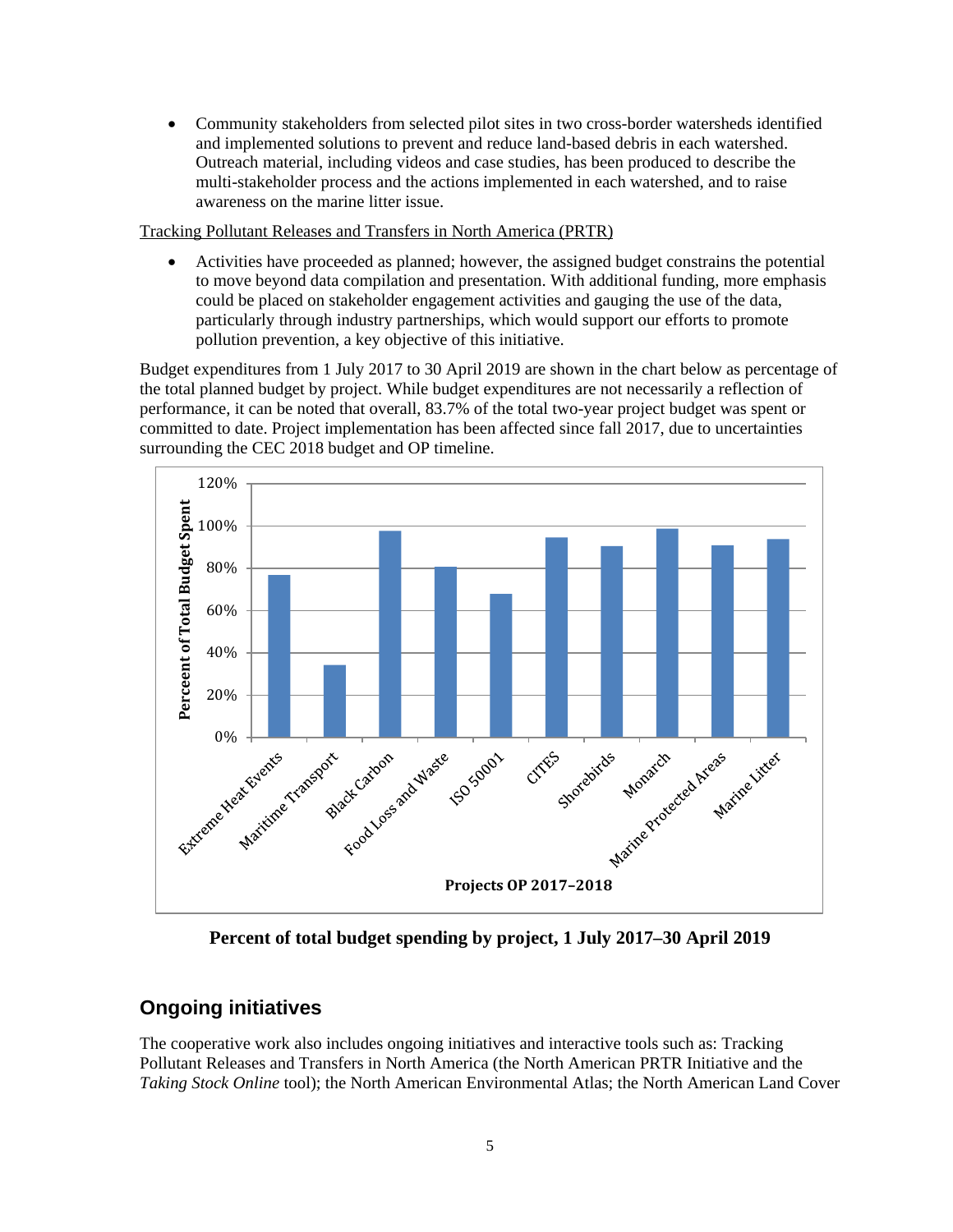- Community stakeholders from selected pilot sites in two cross-border watersheds identified and implemented solutions to prevent and reduce land-based debris in each watershed. Outreach material, including videos and case studies, has been produced to describe the multi-stakeholder process and the actions implemented in each watershed, and to raise awareness on the marine litter issue.

Tracking Pollutant Releases and Transfers in North America (PRTR)

- Activities have proceeded as planned; however, the assigned budget constrains the potential to move beyond data compilation and presentation. With additional funding, more emphasis could be placed on stakeholder engagement activities and gauging the use of the data, particularly through industry partnerships, which would support our efforts to promote pollution prevention, a key objective of this initiative.

Budget expenditures from 1 July 2017 to 30 April 2019 are shown in the chart below as percentage of the total planned budget by project. While budget expenditures are not necessarily a reflection of performance, it can be noted that overall, 83.7% of the total two-year project budget was spent or committed to date. Project implementation has been affected since fall 2017, due to uncertainties surrounding the CEC 2018 budget and OP timeline.

**Percent of total budget spending by project, 1 July 2017–30 April 2019**

## Ongoing initiatives

The cooperative work also includes ongoing initiatives and interactive tools such as: Tracking Pollutant Releases and Transfers in North America (the North American PRTR Initiative and the *Taking Stock Online* tool); the North American Environmental Atlas; the North American Land Cover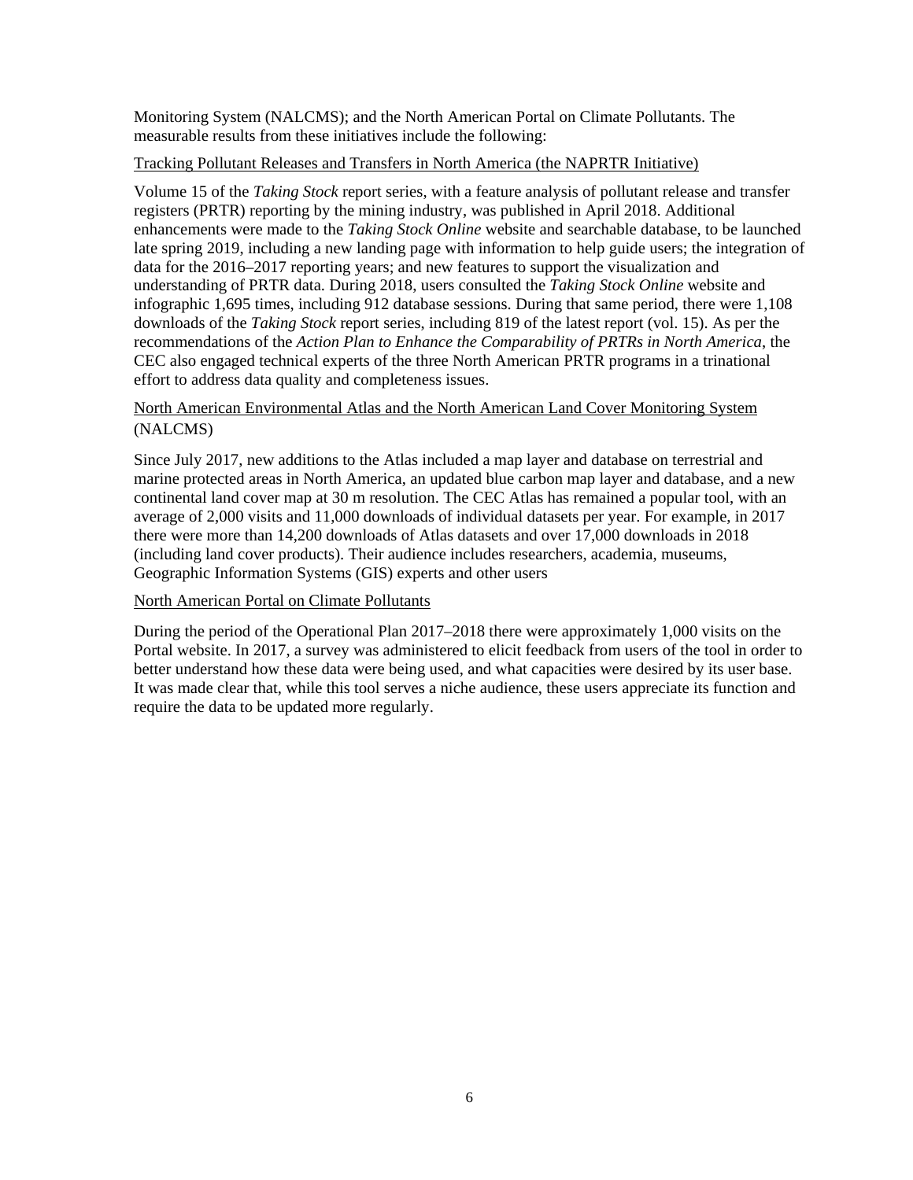Monitoring System (NALCMS); and the North American Portal on Climate Pollutants. The measurable results from these initiatives include the following:

<u>Tracking Pollutant Releases and Transfers in North America (the NAPRTR Initiative)</u>

Volume 15 of the *Taking Stock* report series, with a feature analysis of pollutant release and transfer registers (PRTR) reporting by the mining industry, was published in April 2018. Additional enhancements were made to the *Taking Stock Online* website and searchable database, to be launched late spring 2019, including a new landing page with information to help guide users; the integration of data for the 2016–2017 reporting years; and new features to support the visualization and understanding of PRTR data. During 2018, users consulted the *Taking Stock Online* website and infographic 1,695 times, including 912 database sessions. During that same period, there were 1,108 downloads of the *Taking Stock* report series, including 819 of the latest report (vol. 15). As per the recommendations of the *Action Plan to Enhance the Comparability of PRTRs in North America*, the CEC also engaged technical experts of the three North American PRTR programs in a trinational effort to address data quality and completeness issues.

<u>North American Environmental Atlas and the North American Land Cover Monitoring System</u> (NALCMS)

Since July 2017, new additions to the Atlas included a map layer and database on terrestrial and marine protected areas in North America, an updated blue carbon map layer and database, and a new continental land cover map at 30 m resolution. The CEC Atlas has remained a popular tool, with an average of 2,000 visits and 11,000 downloads of individual datasets per year. For example, in 2017 there were more than 14,200 downloads of Atlas datasets and over 17,000 downloads in 2018 (including land cover products). Their audience includes researchers, academia, museums, Geographic Information Systems (GIS) experts and other users

<u>North American Portal on Climate Pollutants</u>

During the period of the Operational Plan 2017–2018 there were approximately 1,000 visits on the Portal website. In 2017, a survey was administered to elicit feedback from users of the tool in order to better understand how these data were being used, and what capacities were desired by its user base. It was made clear that, while this tool serves a niche audience, these users appreciate its function and require the data to be updated more regularly.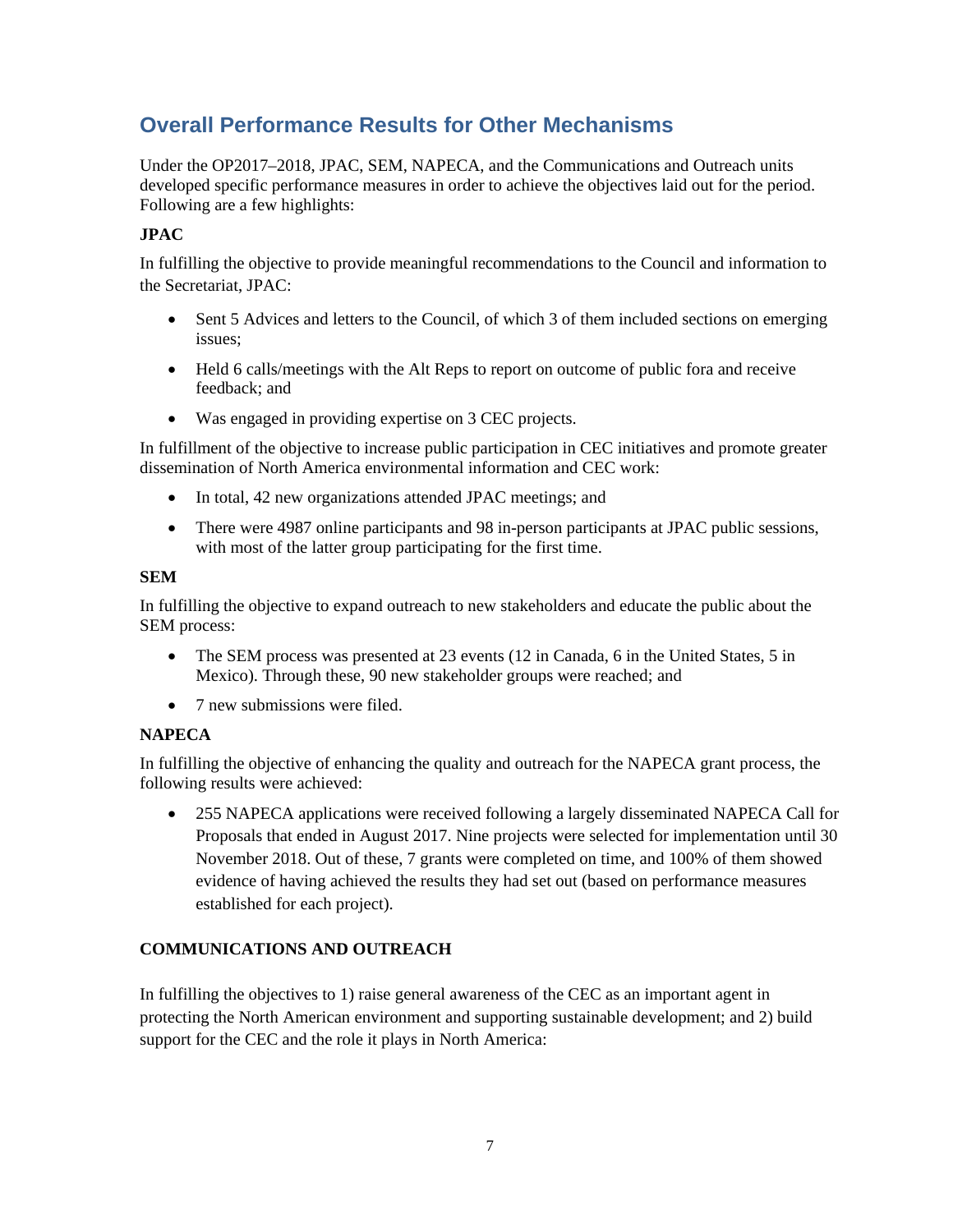## Overall Performance Results for Other Mechanisms

Under the OP2017–2018, JPAC, SEM, NAPECA, and the Communications and Outreach units developed specific performance measures in order to achieve the objectives laid out for the period. Following are a few highlights:

**JPAC**

In fulfilling the objective to provide meaningful recommendations to the Council and information to the Secretariat, JPAC:

- Sent 5 Advices and letters to the Council, of which 3 of them included sections on emerging issues;
- Held 6 calls/meetings with the Alt Reps to report on outcome of public fora and receive feedback; and
- Was engaged in providing expertise on 3 CEC projects.

In fulfillment of the objective to increase public participation in CEC initiatives and promote greater dissemination of North America environmental information and CEC work:

- In total, 42 new organizations attended JPAC meetings; and
- There were 4987 online participants and 98 in-person participants at JPAC public sessions, with most of the latter group participating for the first time.

**SEM**

In fulfilling the objective to expand outreach to new stakeholders and educate the public about the SEM process:

- The SEM process was presented at 23 events (12 in Canada, 6 in the United States, 5 in Mexico). Through these, 90 new stakeholder groups were reached; and
- 7 new submissions were filed.

**NAPECA**

In fulfilling the objective of enhancing the quality and outreach for the NAPECA grant process, the following results were achieved:

- 255 NAPECA applications were received following a largely disseminated NAPECA Call for Proposals that ended in August 2017. Nine projects were selected for implementation until 30 November 2018. Out of these, 7 grants were completed on time, and 100% of them showed evidence of having achieved the results they had set out (based on performance measures established for each project).

**COMMUNICATIONS AND OUTREACH**

In fulfilling the objectives to 1) raise general awareness of the CEC as an important agent in protecting the North American environment and supporting sustainable development; and 2) build support for the CEC and the role it plays in North America: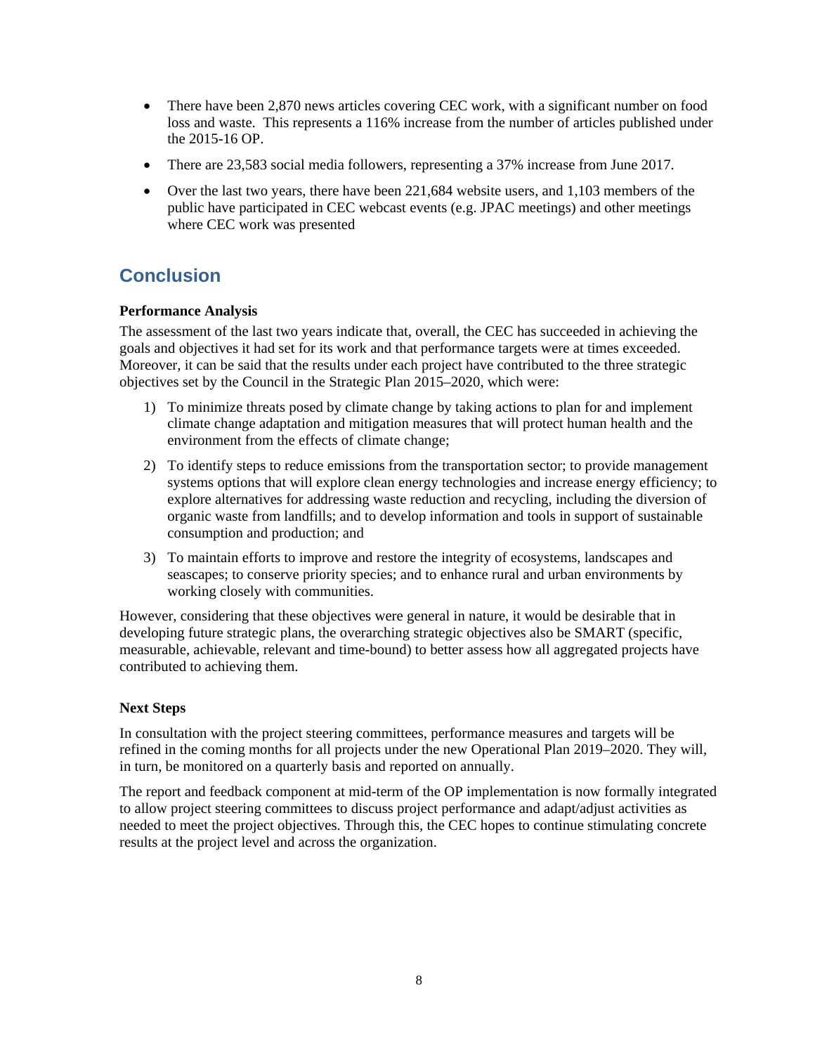- There have been 2,870 news articles covering CEC work, with a significant number on food loss and waste. This represents a 116% increase from the number of articles published under the 2015-16 OP.
- There are 23,583 social media followers, representing a 37% increase from June 2017.
- Over the last two years, there have been 221,684 website users, and 1,103 members of the public have participated in CEC webcast events (e.g. JPAC meetings) and other meetings where CEC work was presented

## Conclusion

**Performance Analysis**

The assessment of the last two years indicate that, overall, the CEC has succeeded in achieving the goals and objectives it had set for its work and that performance targets were at times exceeded. Moreover, it can be said that the results under each project have contributed to the three strategic objectives set by the Council in the Strategic Plan 2015–2020, which were:

1) To minimize threats posed by climate change by taking actions to plan for and implement climate change adaptation and mitigation measures that will protect human health and the environment from the effects of climate change;
2) To identify steps to reduce emissions from the transportation sector; to provide management systems options that will explore clean energy technologies and increase energy efficiency; to explore alternatives for addressing waste reduction and recycling, including the diversion of organic waste from landfills; and to develop information and tools in support of sustainable consumption and production; and
3) To maintain efforts to improve and restore the integrity of ecosystems, landscapes and seascapes; to conserve priority species; and to enhance rural and urban environments by working closely with communities.

However, considering that these objectives were general in nature, it would be desirable that in developing future strategic plans, the overarching strategic objectives also be SMART (specific, measurable, achievable, relevant and time-bound) to better assess how all aggregated projects have contributed to achieving them.

**Next Steps**

In consultation with the project steering committees, performance measures and targets will be refined in the coming months for all projects under the new Operational Plan 2019–2020. They will, in turn, be monitored on a quarterly basis and reported on annually.

The report and feedback component at mid-term of the OP implementation is now formally integrated to allow project steering committees to discuss project performance and adapt/adjust activities as needed to meet the project objectives. Through this, the CEC hopes to continue stimulating concrete results at the project level and across the organization.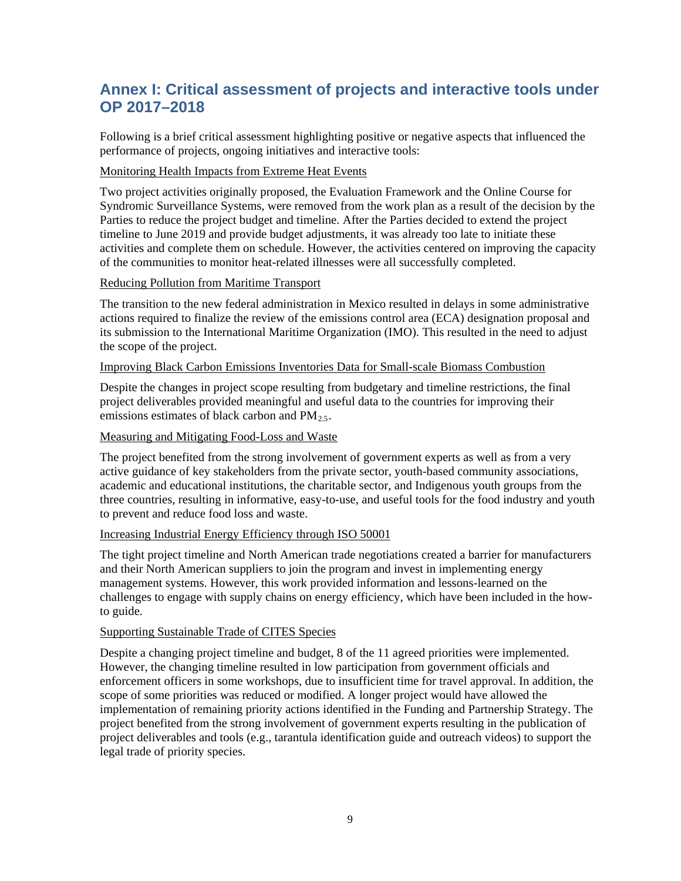## Annex I: Critical assessment of projects and interactive tools under OP 2017–2018

Following is a brief critical assessment highlighting positive or negative aspects that influenced the performance of projects, ongoing initiatives and interactive tools:

Monitoring Health Impacts from Extreme Heat Events

Two project activities originally proposed, the Evaluation Framework and the Online Course for Syndromic Surveillance Systems, were removed from the work plan as a result of the decision by the Parties to reduce the project budget and timeline. After the Parties decided to extend the project timeline to June 2019 and provide budget adjustments, it was already too late to initiate these activities and complete them on schedule. However, the activities centered on improving the capacity of the communities to monitor heat-related illnesses were all successfully completed.

Reducing Pollution from Maritime Transport

The transition to the new federal administration in Mexico resulted in delays in some administrative actions required to finalize the review of the emissions control area (ECA) designation proposal and its submission to the International Maritime Organization (IMO). This resulted in the need to adjust the scope of the project.

Improving Black Carbon Emissions Inventories Data for Small-scale Biomass Combustion

Despite the changes in project scope resulting from budgetary and timeline restrictions, the final project deliverables provided meaningful and useful data to the countries for improving their emissions estimates of black carbon and $PM_{2.5}$.

Measuring and Mitigating Food-Loss and Waste

The project benefited from the strong involvement of government experts as well as from a very active guidance of key stakeholders from the private sector, youth-based community associations, academic and educational institutions, the charitable sector, and Indigenous youth groups from the three countries, resulting in informative, easy-to-use, and useful tools for the food industry and youth to prevent and reduce food loss and waste.

Increasing Industrial Energy Efficiency through ISO 50001

The tight project timeline and North American trade negotiations created a barrier for manufacturers and their North American suppliers to join the program and invest in implementing energy management systems. However, this work provided information and lessons-learned on the challenges to engage with supply chains on energy efficiency, which have been included in the how-to guide.

Supporting Sustainable Trade of CITES Species

Despite a changing project timeline and budget, 8 of the 11 agreed priorities were implemented. However, the changing timeline resulted in low participation from government officials and enforcement officers in some workshops, due to insufficient time for travel approval. In addition, the scope of some priorities was reduced or modified. A longer project would have allowed the implementation of remaining priority actions identified in the Funding and Partnership Strategy. The project benefited from the strong involvement of government experts resulting in the publication of project deliverables and tools (e.g., tarantula identification guide and outreach videos) to support the legal trade of priority species.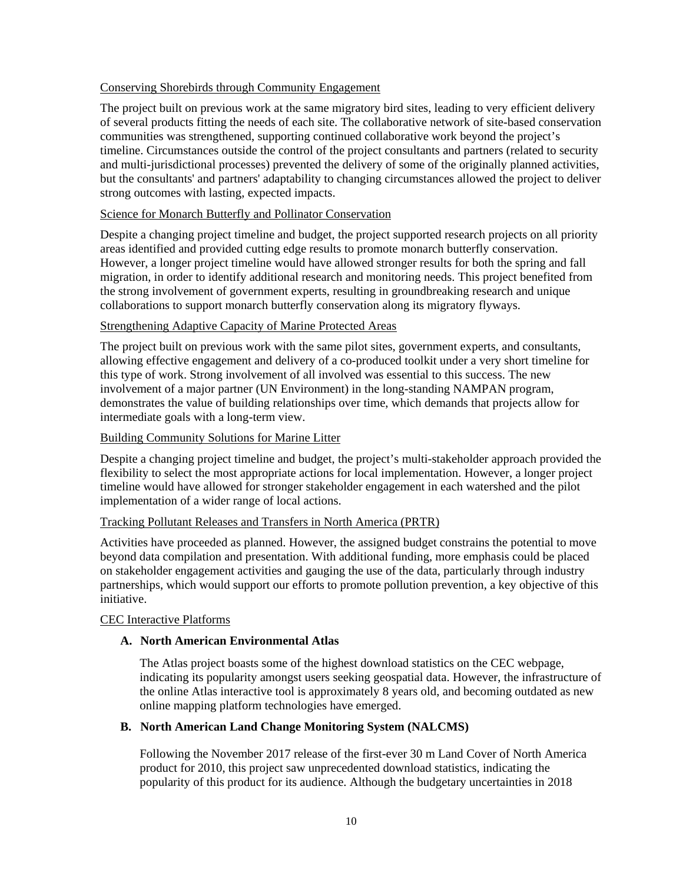Conserving Shorebirds through Community Engagement

The project built on previous work at the same migratory bird sites, leading to very efficient delivery of several products fitting the needs of each site. The collaborative network of site-based conservation communities was strengthened, supporting continued collaborative work beyond the project's timeline. Circumstances outside the control of the project consultants and partners (related to security and multi-jurisdictional processes) prevented the delivery of some of the originally planned activities, but the consultants' and partners' adaptability to changing circumstances allowed the project to deliver strong outcomes with lasting, expected impacts.

Science for Monarch Butterfly and Pollinator Conservation

Despite a changing project timeline and budget, the project supported research projects on all priority areas identified and provided cutting edge results to promote monarch butterfly conservation. However, a longer project timeline would have allowed stronger results for both the spring and fall migration, in order to identify additional research and monitoring needs. This project benefited from the strong involvement of government experts, resulting in groundbreaking research and unique collaborations to support monarch butterfly conservation along its migratory flyways.

Strengthening Adaptive Capacity of Marine Protected Areas

The project built on previous work with the same pilot sites, government experts, and consultants, allowing effective engagement and delivery of a co-produced toolkit under a very short timeline for this type of work. Strong involvement of all involved was essential to this success. The new involvement of a major partner (UN Environment) in the long-standing NAMPAN program, demonstrates the value of building relationships over time, which demands that projects allow for intermediate goals with a long-term view.

Building Community Solutions for Marine Litter

Despite a changing project timeline and budget, the project's multi-stakeholder approach provided the flexibility to select the most appropriate actions for local implementation. However, a longer project timeline would have allowed for stronger stakeholder engagement in each watershed and the pilot implementation of a wider range of local actions.

Tracking Pollutant Releases and Transfers in North America (PRTR)

Activities have proceeded as planned. However, the assigned budget constrains the potential to move beyond data compilation and presentation. With additional funding, more emphasis could be placed on stakeholder engagement activities and gauging the use of the data, particularly through industry partnerships, which would support our efforts to promote pollution prevention, a key objective of this initiative.

CEC Interactive Platforms

**A. North American Environmental Atlas**

The Atlas project boasts some of the highest download statistics on the CEC webpage, indicating its popularity amongst users seeking geospatial data. However, the infrastructure of the online Atlas interactive tool is approximately 8 years old, and becoming outdated as new online mapping platform technologies have emerged.

**B. North American Land Change Monitoring System (NALCMS)**

Following the November 2017 release of the first-ever 30 m Land Cover of North America product for 2010, this project saw unprecedented download statistics, indicating the popularity of this product for its audience. Although the budgetary uncertainties in 2018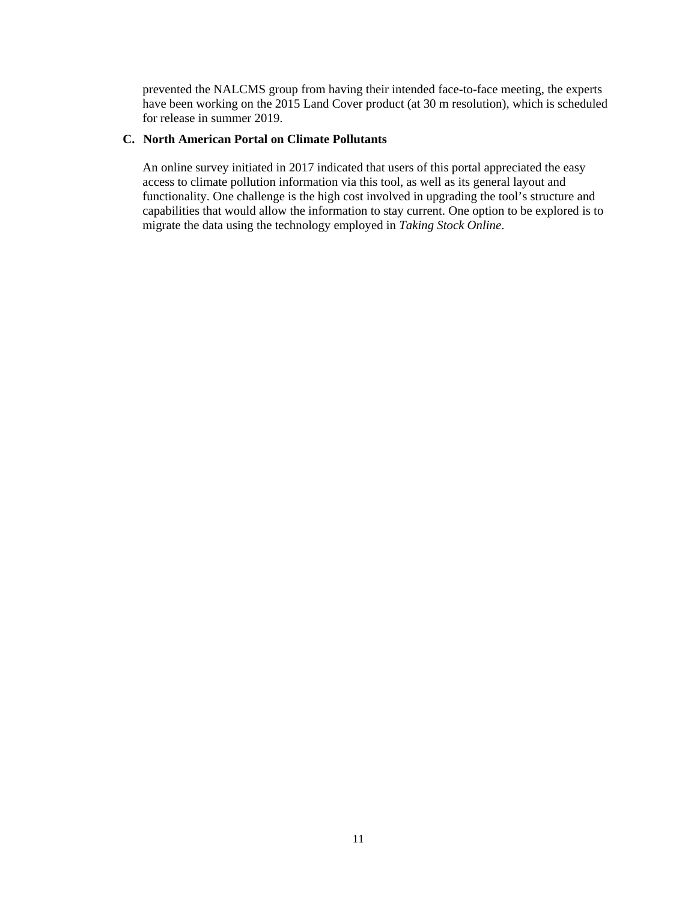prevented the NALCMS group from having their intended face-to-face meeting, the experts have been working on the 2015 Land Cover product (at 30 m resolution), which is scheduled for release in summer 2019.

### C. North American Portal on Climate Pollutants

An online survey initiated in 2017 indicated that users of this portal appreciated the easy access to climate pollution information via this tool, as well as its general layout and functionality. One challenge is the high cost involved in upgrading the tool's structure and capabilities that would allow the information to stay current. One option to be explored is to migrate the data using the technology employed in *Taking Stock Online*.